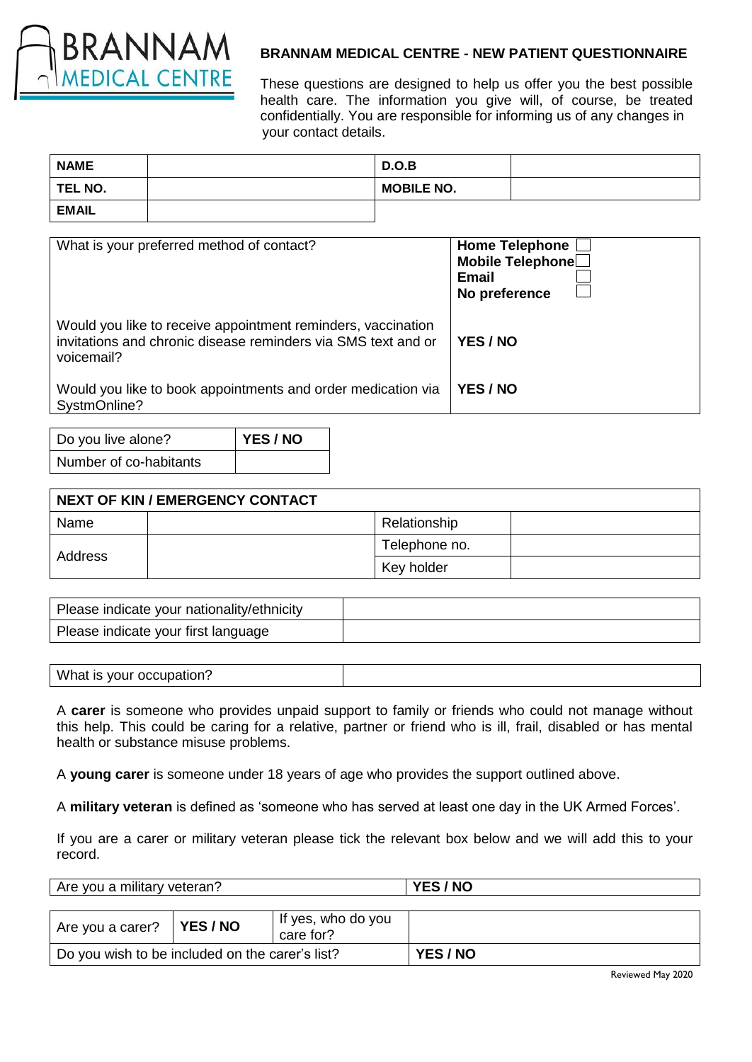**BRANNAM MEDICAL CENTRE**

# BRANNAM MEDICAL CENTRE - NEW PATIENT QUESTIONNAIRE

These questions are designed to help us offer you the best possible health care. The information you give will, of course, be treated confidentially. You are responsible for informing us of any changes in your contact details.

| **NAME** | | **D.O.B** | |
|---|---|---|---|
| **TEL NO.** | | **MOBILE NO.** | |
| **EMAIL** | | | |

| | |
|---|---|
| What is your preferred method of contact? | **Home Telephone** ☐<br>**Mobile Telephone** ☐<br>**Email** ☐<br>**No preference** ☐ |
| Would you like to receive appointment reminders, vaccination invitations and chronic disease reminders via SMS text and or voicemail? | **YES / NO** |
| Would you like to book appointments and order medication via SystmOnline? | **YES / NO** |

| | |
|---|---|
| Do you live alone? | **YES / NO** |
| Number of co-habitants | |

| **NEXT OF KIN / EMERGENCY CONTACT** | | | |
|---|---|---|---|
| Name | | Relationship | |
| Address | | Telephone no. | |
| | | Key holder | |

| | |
|---|---|
| Please indicate your nationality/ethnicity | |
| Please indicate your first language | |

| | |
|---|---|
| What is your occupation? | |

A **carer** is someone who provides unpaid support to family or friends who could not manage without this help. This could be caring for a relative, partner or friend who is ill, frail, disabled or has mental health or substance misuse problems.

A **young carer** is someone under 18 years of age who provides the support outlined above.

A **military veteran** is defined as 'someone who has served at least one day in the UK Armed Forces'.

If you are a carer or military veteran please tick the relevant box below and we will add this to your record.

| | |
|---|---|
| Are you a military veteran? | **YES / NO** |

| | | | |
|---|---|---|---|
| Are you a carer? | **YES / NO** | If yes, who do you care for? | |
| Do you wish to be included on the carer's list? | | | **YES / NO** |

Reviewed May 2020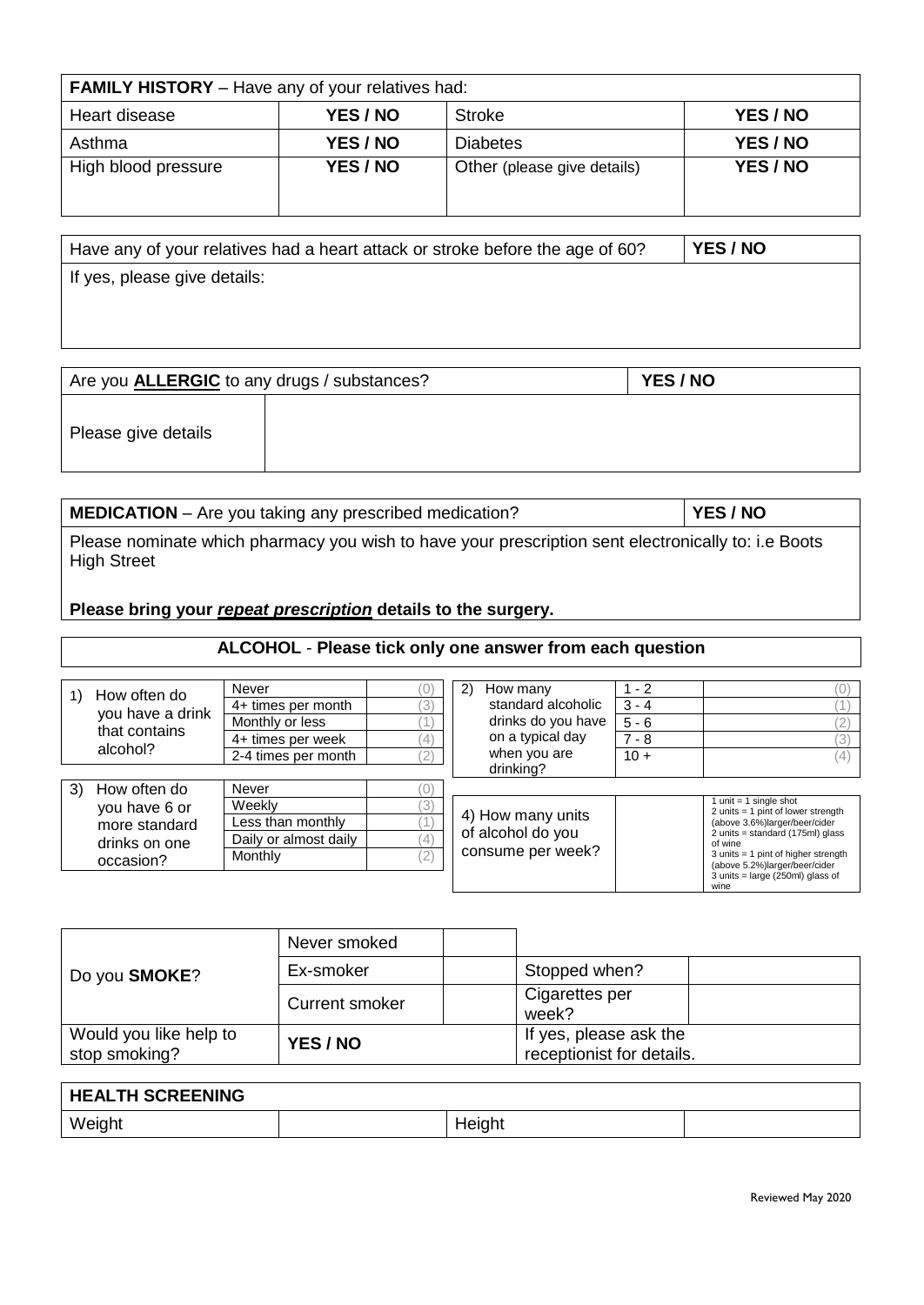| **FAMILY HISTORY** – Have any of your relatives had: | | | |
|---|---|---|---|
| Heart disease | **YES / NO** | Stroke | **YES / NO** |
| Asthma | **YES / NO** | Diabetes | **YES / NO** |
| High blood pressure | **YES / NO** | Other (please give details) | **YES / NO** |

| Have any of your relatives had a heart attack or stroke before the age of 60? | **YES / NO** |
|---|---|
| If yes, please give details: | |

| Are you **ALLERGIC** to any drugs / substances? | **YES / NO** |
|---|---|
| Please give details | |

| **MEDICATION** – Are you taking any prescribed medication? | **YES / NO** |
|---|---|

Please nominate which pharmacy you wish to have your prescription sent electronically to: i.e Boots High Street

**Please bring your *repeat prescription* details to the surgery.**

**ALCOHOL - Please tick only one answer from each question**

| 1) How often do you have a drink that contains alcohol? | | |
|---|---|---|
| | Never | (0) |
| | 4+ times per month | (3) |
| | Monthly or less | (1) |
| | 4+ times per week | (4) |
| | 2-4 times per month | (2) |

| 2) How many standard alcoholic drinks do you have on a typical day when you are drinking? | | |
|---|---|---|
| | 1 - 2 | (0) |
| | 3 - 4 | (1) |
| | 5 - 6 | (2) |
| | 7 - 8 | (3) |
| | 10 + | (4) |

| 3) How often do you have 6 or more standard drinks on one occasion? | | |
|---|---|---|
| | Never | (0) |
| | Weekly | (3) |
| | Less than monthly | (1) |
| | Daily or almost daily | (4) |
| | Monthly | (2) |

| 4) How many units of alcohol do you consume per week? | | 1 unit = 1 single shot<br>2 units = 1 pint of lower strength (above 3.6%)larger/beer/cider<br>2 units = standard (175ml) glass of wine<br>3 units = 1 pint of higher strength (above 5.2%)larger/beer/cider<br>3 units = large (250ml) glass of wine |
|---|---|---|

| Do you **SMOKE**? | Never smoked | | | |
|---|---|---|---|---|
| | Ex-smoker | | Stopped when? | |
| | Current smoker | | Cigarettes per week? | |
| Would you like help to stop smoking? | **YES / NO** | | If yes, please ask the receptionist for details. | |

| **HEALTH SCREENING** | | | |
|---|---|---|---|
| Weight | | Height | |

Reviewed May 2020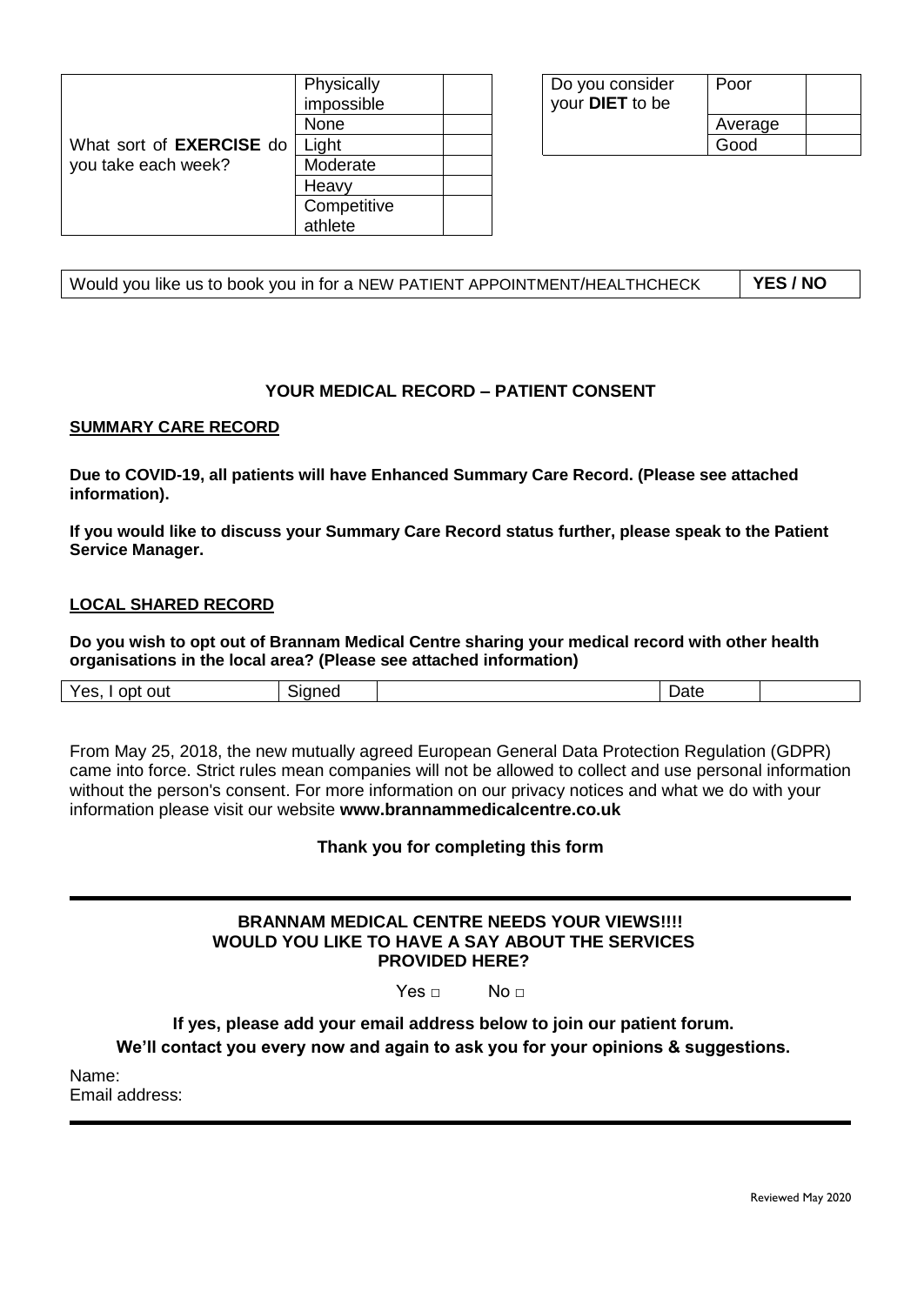| | | |
|---|---|---|
| What sort of **EXERCISE** do you take each week? | Physically impossible | |
| | None | |
| | Light | |
| | Moderate | |
| | Heavy | |
| | Competitive athlete | |

| | | |
|---|---|---|
| Do you consider your **DIET** to be | Poor | |
| | Average | |
| | Good | |

| | |
|---|---|
| Would you like us to book you in for a NEW PATIENT APPOINTMENT/HEALTHCHECK | **YES / NO** |

## YOUR MEDICAL RECORD – PATIENT CONSENT

### SUMMARY CARE RECORD

**Due to COVID-19, all patients will have Enhanced Summary Care Record. (Please see attached information).**

**If you would like to discuss your Summary Care Record status further, please speak to the Patient Service Manager.**

### LOCAL SHARED RECORD

**Do you wish to opt out of Brannam Medical Centre sharing your medical record with other health organisations in the local area? (Please see attached information)**

| | | | | |
|---|---|---|---|---|
| Yes, I opt out | Signed | | Date | |

From May 25, 2018, the new mutually agreed European General Data Protection Regulation (GDPR) came into force. Strict rules mean companies will not be allowed to collect and use personal information without the person's consent. For more information on our privacy notices and what we do with your information please visit our website **www.brannammedicalcentre.co.uk**

**Thank you for completing this form**

---

**BRANNAM MEDICAL CENTRE NEEDS YOUR VIEWS!!!!**
**WOULD YOU LIKE TO HAVE A SAY ABOUT THE SERVICES PROVIDED HERE?**

Yes □ No □

**If yes, please add your email address below to join our patient forum.**
**We'll contact you every now and again to ask you for your opinions & suggestions.**

Name:
Email address:

---

Reviewed May 2020